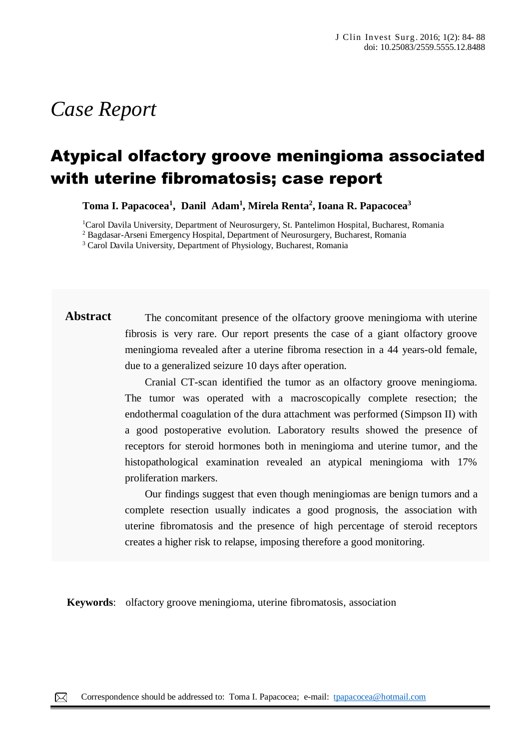*Case Report*

# Atypical olfactory groove meningioma associated with uterine fibromatosis; case report

**Toma I. Papacocea[1], Danil Adam[1], Mirela Renta[2], Ioana R. Papacocea[3]**

[1]Carol Davila University, Department of Neurosurgery, St. Pantelimon Hospital, Bucharest, Romania
[2] Bagdasar-Arseni Emergency Hospital, Department of Neurosurgery, Bucharest, Romania
[3] Carol Davila University, Department of Physiology, Bucharest, Romania

**Abstract**

The concomitant presence of the olfactory groove meningioma with uterine fibrosis is very rare. Our report presents the case of a giant olfactory groove meningioma revealed after a uterine fibroma resection in a 44 years-old female, due to a generalized seizure 10 days after operation.

Cranial CT-scan identified the tumor as an olfactory groove meningioma. The tumor was operated with a macroscopically complete resection; the endothermal coagulation of the dura attachment was performed (Simpson II) with a good postoperative evolution. Laboratory results showed the presence of receptors for steroid hormones both in meningioma and uterine tumor, and the histopathological examination revealed an atypical meningioma with 17% proliferation markers.

Our findings suggest that even though meningiomas are benign tumors and a complete resection usually indicates a good prognosis, the association with uterine fibromatosis and the presence of high percentage of steroid receptors creates a higher risk to relapse, imposing therefore a good monitoring.

**Keywords**: olfactory groove meningioma, uterine fibromatosis, association

Correspondence should be addressed to: Toma I. Papacocea; e-mail: tpapacocea@hotmail.com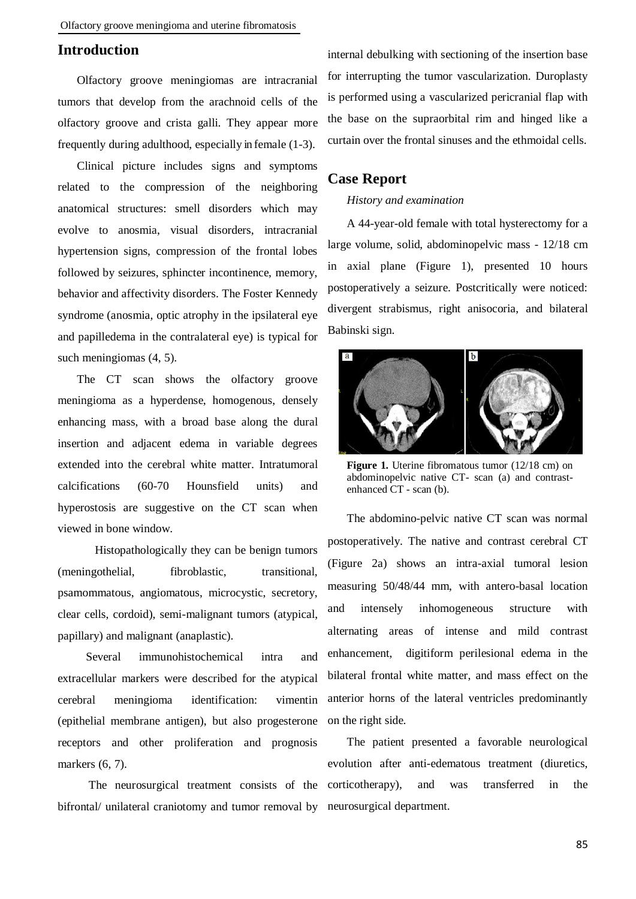## Introduction

Olfactory groove meningiomas are intracranial tumors that develop from the arachnoid cells of the olfactory groove and crista galli. They appear more frequently during adulthood, especially in female (1-3).

Clinical picture includes signs and symptoms related to the compression of the neighboring anatomical structures: smell disorders which may evolve to anosmia, visual disorders, intracranial hypertension signs, compression of the frontal lobes followed by seizures, sphincter incontinence, memory, behavior and affectivity disorders. The Foster Kennedy syndrome (anosmia, optic atrophy in the ipsilateral eye and papilledema in the contralateral eye) is typical for such meningiomas (4, 5).

The CT scan shows the olfactory groove meningioma as a hyperdense, homogenous, densely enhancing mass, with a broad base along the dural insertion and adjacent edema in variable degrees extended into the cerebral white matter. Intratumoral calcifications (60-70 Hounsfield units) and hyperostosis are suggestive on the CT scan when viewed in bone window.

Histopathologically they can be benign tumors (meningothelial, fibroblastic, transitional, psamommatous, angiomatous, microcystic, secretory, clear cells, cordoid), semi-malignant tumors (atypical, papillary) and malignant (anaplastic).

Several immunohistochemical intra and extracellular markers were described for the atypical cerebral meningioma identification: vimentin (epithelial membrane antigen), but also progesterone receptors and other proliferation and prognosis markers (6, 7).

The neurosurgical treatment consists of the bifrontal/ unilateral craniotomy and tumor removal by internal debulking with sectioning of the insertion base for interrupting the tumor vascularization. Duroplasty is performed using a vascularized pericranial flap with the base on the supraorbital rim and hinged like a curtain over the frontal sinuses and the ethmoidal cells.

## Case Report

*History and examination*

A 44-year-old female with total hysterectomy for a large volume, solid, abdominopelvic mass - 12/18 cm in axial plane (Figure 1), presented 10 hours postoperatively a seizure. Postcritically were noticed: divergent strabismus, right anisocoria, and bilateral Babinski sign.

**Figure 1.** Uterine fibromatous tumor (12/18 cm) on abdominopelvic native CT- scan (a) and contrast-enhanced CT - scan (b).

The abdomino-pelvic native CT scan was normal postoperatively. The native and contrast cerebral CT (Figure 2a) shows an intra-axial tumoral lesion measuring 50/48/44 mm, with antero-basal location and intensely inhomogeneous structure with alternating areas of intense and mild contrast enhancement, digitiform perilesional edema in the bilateral frontal white matter, and mass effect on the anterior horns of the lateral ventricles predominantly on the right side.

The patient presented a favorable neurological evolution after anti-edematous treatment (diuretics, corticotherapy), and was transferred in the neurosurgical department.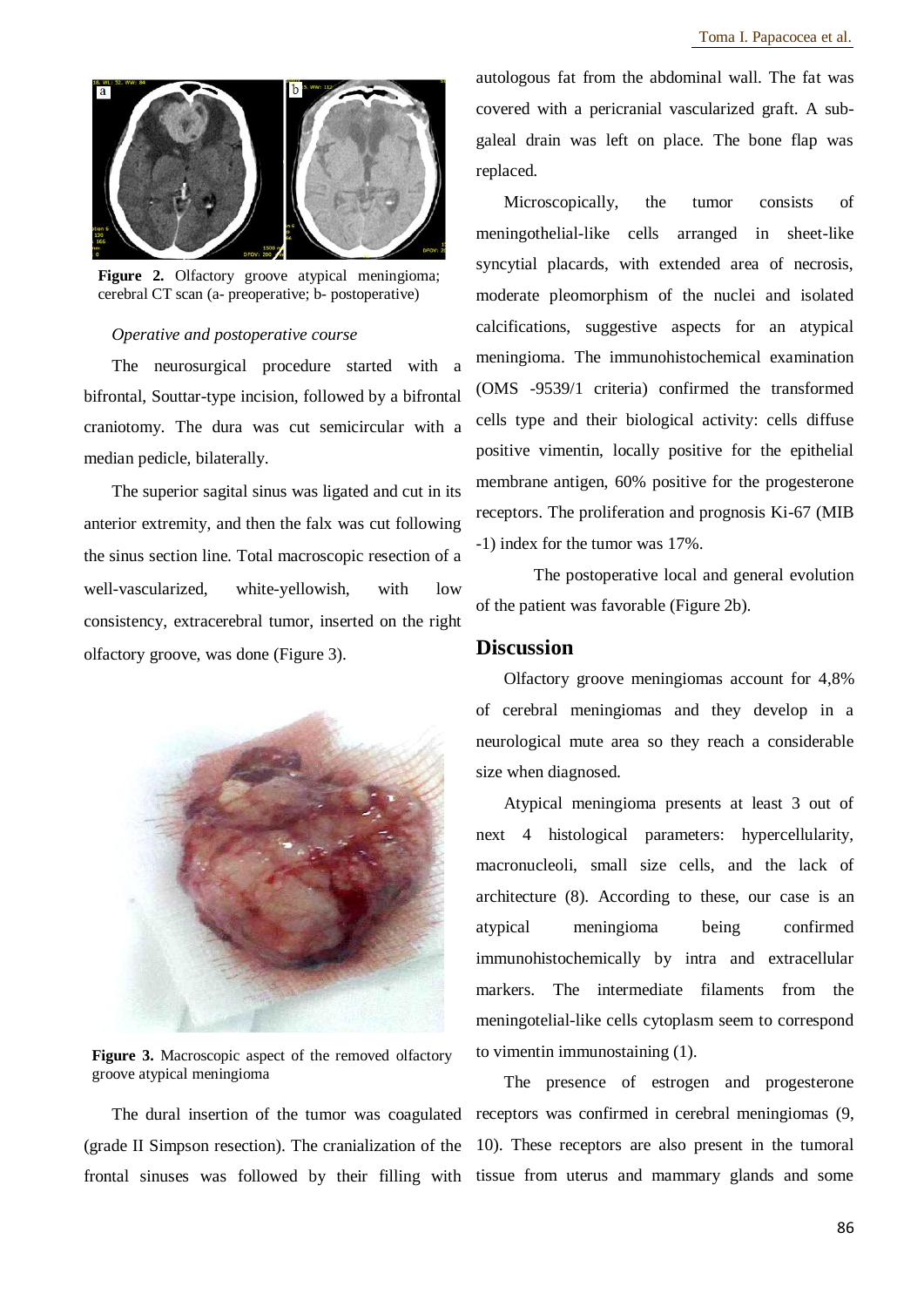**Figure 2.** Olfactory groove atypical meningioma; cerebral CT scan (a- preoperative; b- postoperative)

*Operative and postoperative course*

The neurosurgical procedure started with a bifrontal, Souttar-type incision, followed by a bifrontal craniotomy. The dura was cut semicircular with a median pedicle, bilaterally.

The superior sagital sinus was ligated and cut in its anterior extremity, and then the falx was cut following the sinus section line. Total macroscopic resection of a well-vascularized, white-yellowish, with low consistency, extracerebral tumor, inserted on the right olfactory groove, was done (Figure 3).

**Figure 3.** Macroscopic aspect of the removed olfactory groove atypical meningioma

The dural insertion of the tumor was coagulated (grade II Simpson resection). The cranialization of the frontal sinuses was followed by their filling with autologous fat from the abdominal wall. The fat was covered with a pericranial vascularized graft. A sub-galeal drain was left on place. The bone flap was replaced.

Microscopically, the tumor consists of meningothelial-like cells arranged in sheet-like syncytial placards, with extended area of necrosis, moderate pleomorphism of the nuclei and isolated calcifications, suggestive aspects for an atypical meningioma. The immunohistochemical examination (OMS -9539/1 criteria) confirmed the transformed cells type and their biological activity: cells diffuse positive vimentin, locally positive for the epithelial membrane antigen, 60% positive for the progesterone receptors. The proliferation and prognosis Ki-67 (MIB -1) index for the tumor was 17%.

The postoperative local and general evolution of the patient was favorable (Figure 2b).

## Discussion

Olfactory groove meningiomas account for 4,8% of cerebral meningiomas and they develop in a neurological mute area so they reach a considerable size when diagnosed.

Atypical meningioma presents at least 3 out of next 4 histological parameters: hypercellularity, macronucleoli, small size cells, and the lack of architecture (8). According to these, our case is an atypical meningioma being confirmed immunohistochemically by intra and extracellular markers. The intermediate filaments from the meningotelial-like cells cytoplasm seem to correspond to vimentin immunostaining (1).

The presence of estrogen and progesterone receptors was confirmed in cerebral meningiomas (9, 10). These receptors are also present in the tumoral tissue from uterus and mammary glands and some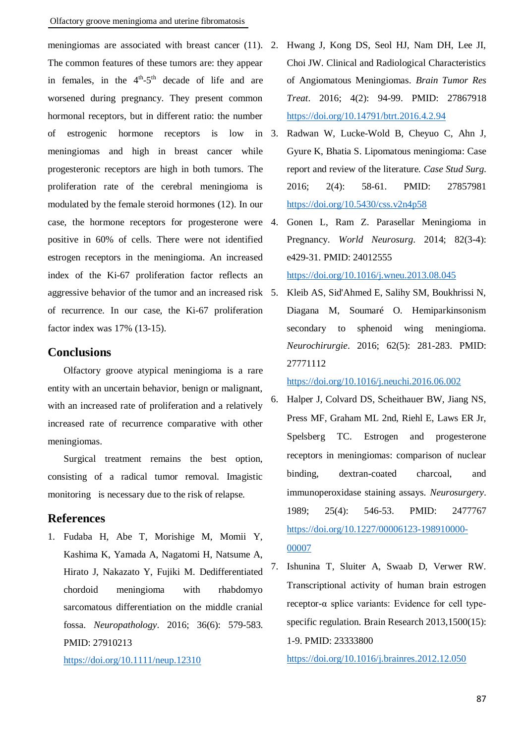meningiomas are associated with breast cancer (11). The common features of these tumors are: they appear in females, in the 4th-5th decade of life and are worsened during pregnancy. They present common hormonal receptors, but in different ratio: the number of estrogenic hormone receptors is low in meningiomas and high in breast cancer while progesteronic receptors are high in both tumors. The proliferation rate of the cerebral meningioma is modulated by the female steroid hormones (12). In our case, the hormone receptors for progesterone were positive in 60% of cells. There were not identified estrogen receptors in the meningioma. An increased index of the Ki-67 proliferation factor reflects an aggressive behavior of the tumor and an increased risk of recurrence. In our case, the Ki-67 proliferation factor index was 17% (13-15).

## Conclusions

Olfactory groove atypical meningioma is a rare entity with an uncertain behavior, benign or malignant, with an increased rate of proliferation and a relatively increased rate of recurrence comparative with other meningiomas.

Surgical treatment remains the best option, consisting of a radical tumor removal. Imagistic monitoring is necessary due to the risk of relapse.

## References

1. Fudaba H, Abe T, Morishige M, Momii Y, Kashima K, Yamada A, Nagatomi H, Natsume A, Hirato J, Nakazato Y, Fujiki M. Dedifferentiated chordoid meningioma with rhabdomyo sarcomatous differentiation on the middle cranial fossa. *Neuropathology*. 2016; 36(6): 579-583. PMID: 27910213 https://doi.org/10.1111/neup.12310
2. Hwang J, Kong DS, Seol HJ, Nam DH, Lee JI, Choi JW. Clinical and Radiological Characteristics of Angiomatous Meningiomas. *Brain Tumor Res Treat*. 2016; 4(2): 94-99. PMID: 27867918 https://doi.org/10.14791/btrt.2016.4.2.94
3. Radwan W, Lucke-Wold B, Cheyuo C, Ahn J, Gyure K, Bhatia S. Lipomatous meningioma: Case report and review of the literature. *Case Stud Surg*. 2016; 2(4): 58-61. PMID: 27857981 https://doi.org/10.5430/css.v2n4p58
4. Gonen L, Ram Z. Parasellar Meningioma in Pregnancy. *World Neurosurg*. 2014; 82(3-4): e429-31. PMID: 24012555 https://doi.org/10.1016/j.wneu.2013.08.045
5. Kleib AS, Sid'Ahmed E, Salihy SM, Boukhrissi N, Diagana M, Soumaré O. Hemiparkinsonism secondary to sphenoid wing meningioma. *Neurochirurgie*. 2016; 62(5): 281-283. PMID: 27771112 https://doi.org/10.1016/j.neuchi.2016.06.002
6. Halper J, Colvard DS, Scheithauer BW, Jiang NS, Press MF, Graham ML 2nd, Riehl E, Laws ER Jr, Spelsberg TC. Estrogen and progesterone receptors in meningiomas: comparison of nuclear binding, dextran-coated charcoal, and immunoperoxidase staining assays. *Neurosurgery*. 1989; 25(4): 546-53. PMID: 2477767 https://doi.org/10.1227/00006123-198910000-00007
7. Ishunina T, Sluiter A, Swaab D, Verwer RW. Transcriptional activity of human brain estrogen receptor-α splice variants: Evidence for cell type-specific regulation. Brain Research 2013,1500(15): 1-9. PMID: 23333800 https://doi.org/10.1016/j.brainres.2012.12.050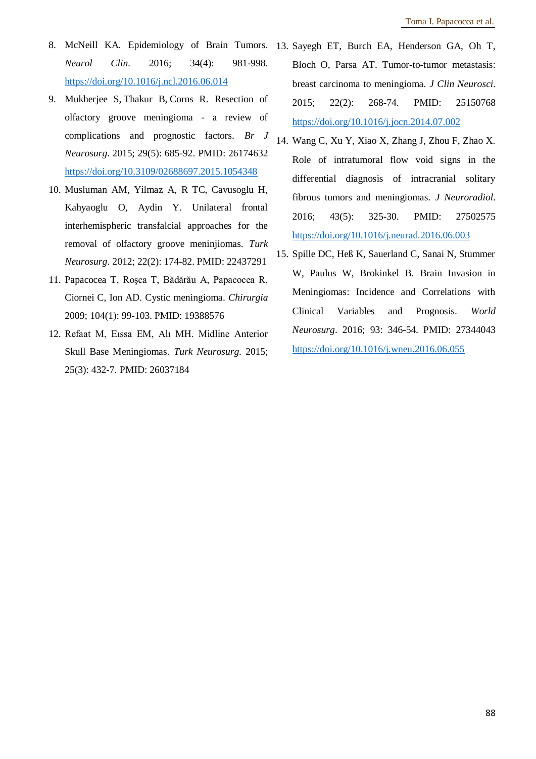8. McNeill KA. Epidemiology of Brain Tumors. *Neurol Clin.* 2016; 34(4): 981-998. https://doi.org/10.1016/j.ncl.2016.06.014
9. Mukherjee S, Thakur B, Corns R. Resection of olfactory groove meningioma - a review of complications and prognostic factors. *Br J Neurosurg*. 2015; 29(5): 685-92. PMID: 26174632 https://doi.org/10.3109/02688697.2015.1054348
10. Musluman AM, Yilmaz A, R TC, Cavusoglu H, Kahyaoglu O, Aydin Y. Unilateral frontal interhemispheric transfalcial approaches for the removal of olfactory groove meninjiomas. *Turk Neurosurg*. 2012; 22(2): 174-82. PMID: 22437291
11. Papacocea T, Roşca T, Bădărău A, Papacocea R, Ciornei C, Ion AD. Cystic meningioma. *Chirurgia* 2009; 104(1): 99-103. PMID: 19388576
12. Refaat M, Eıssa EM, Alı MH. Midline Anterior Skull Base Meningiomas. *Turk Neurosurg*. 2015; 25(3): 432-7. PMID: 26037184
13. Sayegh ET, Burch EA, Henderson GA, Oh T, Bloch O, Parsa AT. Tumor-to-tumor metastasis: breast carcinoma to meningioma. *J Clin Neurosci*. 2015; 22(2): 268-74. PMID: 25150768 https://doi.org/10.1016/j.jocn.2014.07.002
14. Wang C, Xu Y, Xiao X, Zhang J, Zhou F, Zhao X. Role of intratumoral flow void signs in the differential diagnosis of intracranial solitary fibrous tumors and meningiomas. *J Neuroradiol*. 2016; 43(5): 325-30. PMID: 27502575 https://doi.org/10.1016/j.neurad.2016.06.003
15. Spille DC, Heß K, Sauerland C, Sanai N, Stummer W, Paulus W, Brokinkel B. Brain Invasion in Meningiomas: Incidence and Correlations with Clinical Variables and Prognosis. *World Neurosurg*. 2016; 93: 346-54. PMID: 27344043 https://doi.org/10.1016/j.wneu.2016.06.055